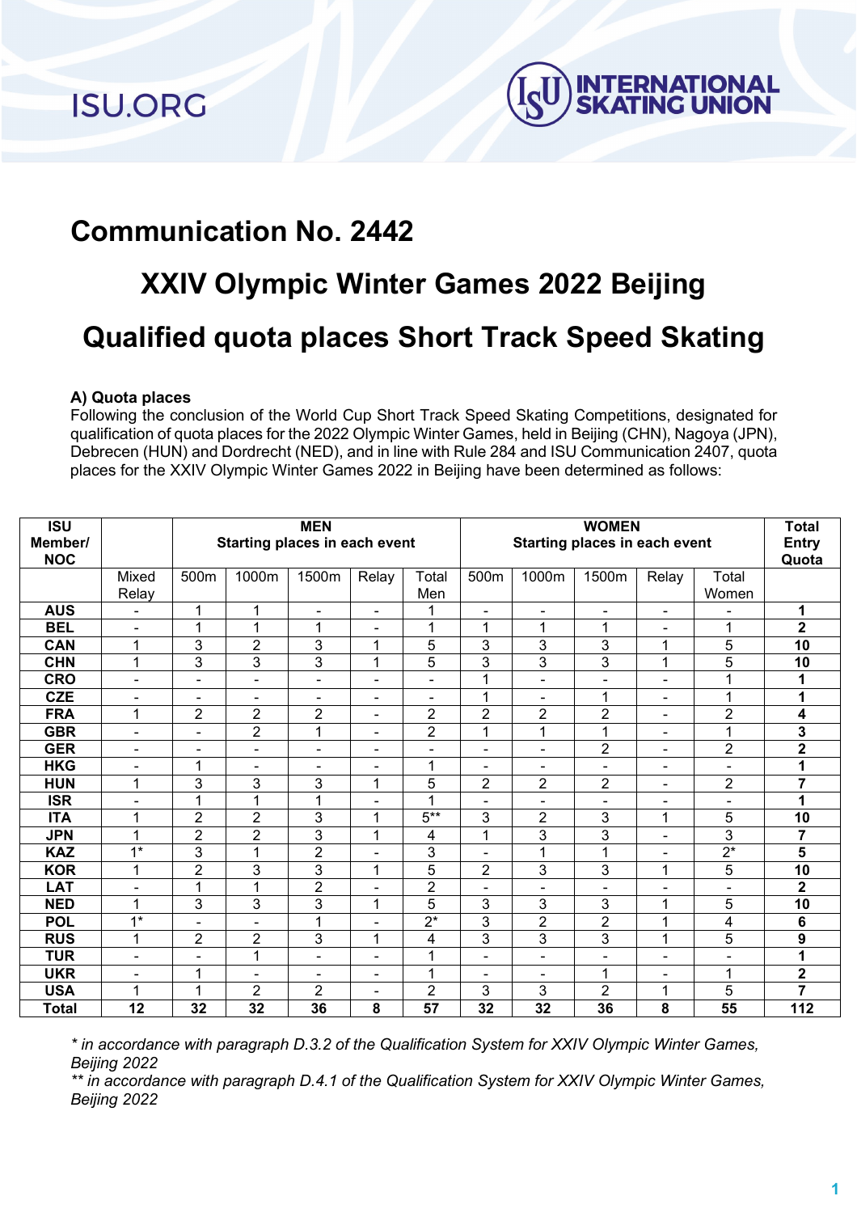ISU.ORG

INTERNATIONAL SKATING UNION

# Communication No. 2442

## XXIV Olympic Winter Games 2022 Beijing

## Qualified quota places Short Track Speed Skating

**A) Quota places**

Following the conclusion of the World Cup Short Track Speed Skating Competitions, designated for qualification of quota places for the 2022 Olympic Winter Games, held in Beijing (CHN), Nagoya (JPN), Debrecen (HUN) and Dordrecht (NED), and in line with Rule 284 and ISU Communication 2407, quota places for the XXIV Olympic Winter Games 2022 in Beijing have been determined as follows:

| ISU Member/ NOC | | MEN Starting places in each event | | | | | WOMEN Starting places in each event | | | | | Total Entry Quota |
|---|---|---|---|---|---|---|---|---|---|---|---|---|
| | Mixed Relay | 500m | 1000m | 1500m | Relay | Total Men | 500m | 1000m | 1500m | Relay | Total Women | |
| **AUS** | - | 1 | 1 | - | - | 1 | - | - | - | - | - | **1** |
| **BEL** | - | 1 | 1 | 1 | - | 1 | 1 | 1 | 1 | - | 1 | **2** |
| **CAN** | 1 | 3 | 2 | 3 | 1 | 5 | 3 | 3 | 3 | 1 | 5 | **10** |
| **CHN** | 1 | 3 | 3 | 3 | 1 | 5 | 3 | 3 | 3 | 1 | 5 | **10** |
| **CRO** | - | - | - | - | - | - | 1 | - | - | - | 1 | **1** |
| **CZE** | - | - | - | - | - | - | 1 | - | 1 | - | 1 | **1** |
| **FRA** | 1 | 2 | 2 | 2 | - | 2 | 2 | 2 | 2 | - | 2 | **4** |
| **GBR** | - | - | 2 | 1 | - | 2 | 1 | 1 | 1 | - | 1 | **3** |
| **GER** | - | - | - | - | - | - | - | - | 2 | - | 2 | **2** |
| **HKG** | - | 1 | - | - | - | 1 | - | - | - | - | - | **1** |
| **HUN** | 1 | 3 | 3 | 3 | 1 | 5 | 2 | 2 | 2 | - | 2 | **7** |
| **ISR** | - | 1 | 1 | 1 | - | 1 | - | - | - | - | - | **1** |
| **ITA** | 1 | 2 | 2 | 3 | 1 | 5** | 3 | 2 | 3 | 1 | 5 | **10** |
| **JPN** | 1 | 2 | 2 | 3 | 1 | 4 | 1 | 3 | 3 | - | 3 | **7** |
| **KAZ** | 1* | 3 | 1 | 2 | - | 3 | - | 1 | 1 | - | 2* | **5** |
| **KOR** | 1 | 2 | 3 | 3 | 1 | 5 | 2 | 3 | 3 | 1 | 5 | **10** |
| **LAT** | - | 1 | 1 | 2 | - | 2 | - | - | - | - | - | **2** |
| **NED** | 1 | 3 | 3 | 3 | 1 | 5 | 3 | 3 | 3 | 1 | 5 | **10** |
| **POL** | 1* | - | - | 1 | - | 2* | 3 | 2 | 2 | 1 | 4 | **6** |
| **RUS** | 1 | 2 | 2 | 3 | 1 | 4 | 3 | 3 | 3 | 1 | 5 | **9** |
| **TUR** | - | - | 1 | - | - | 1 | - | - | - | - | - | **1** |
| **UKR** | - | 1 | - | - | - | 1 | - | - | 1 | - | 1 | **2** |
| **USA** | 1 | 1 | 2 | 2 | - | 2 | 3 | 3 | 2 | 1 | 5 | **7** |
| **Total** | **12** | **32** | **32** | **36** | **8** | **57** | **32** | **32** | **36** | **8** | **55** | **112** |

*\* in accordance with paragraph D.3.2 of the Qualification System for XXIV Olympic Winter Games, Beijing 2022*
*\*\* in accordance with paragraph D.4.1 of the Qualification System for XXIV Olympic Winter Games, Beijing 2022*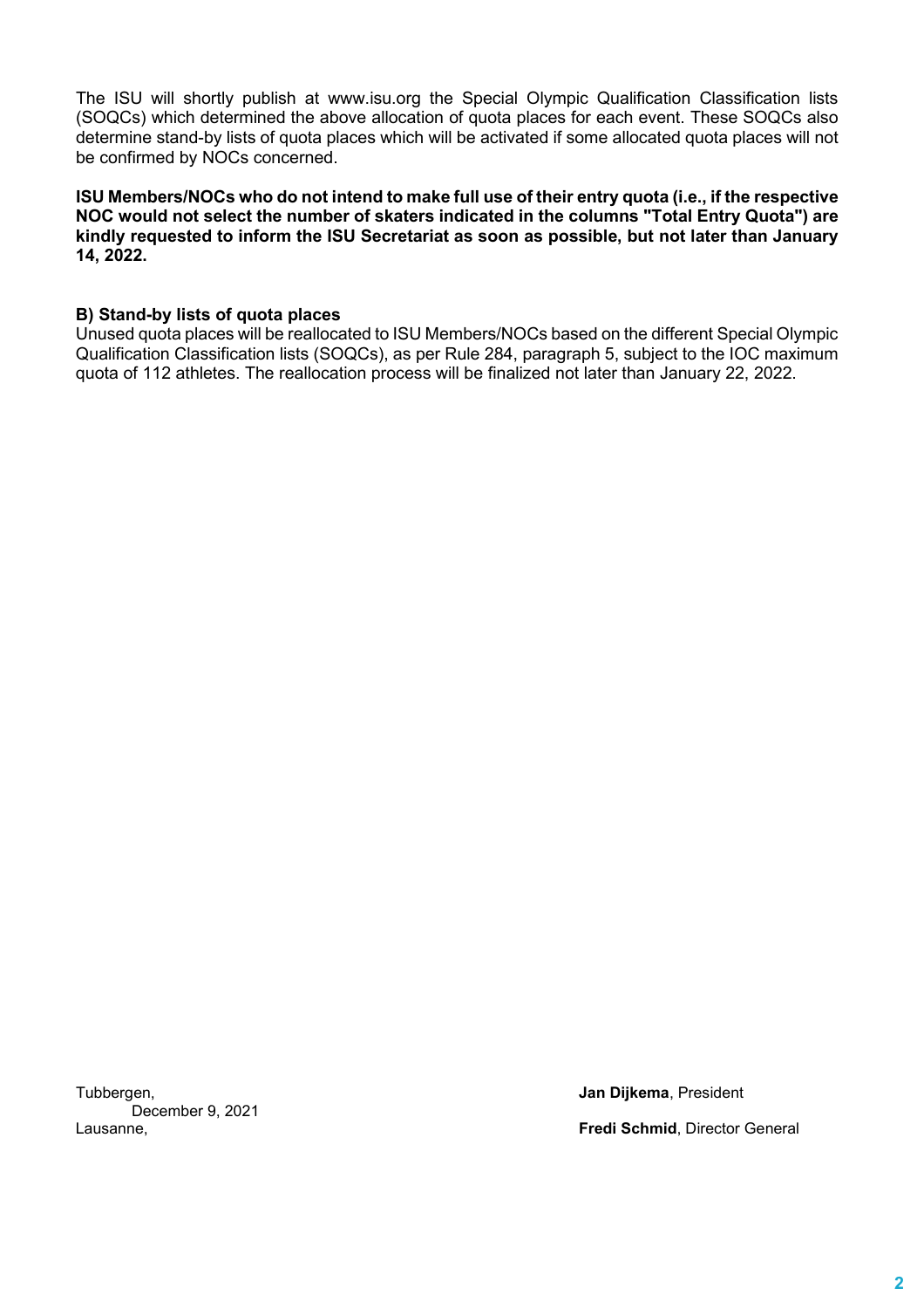The ISU will shortly publish at www.isu.org the Special Olympic Qualification Classification lists (SOQCs) which determined the above allocation of quota places for each event. These SOQCs also determine stand-by lists of quota places which will be activated if some allocated quota places will not be confirmed by NOCs concerned.

**ISU Members/NOCs who do not intend to make full use of their entry quota (i.e., if the respective NOC would not select the number of skaters indicated in the columns "Total Entry Quota") are kindly requested to inform the ISU Secretariat as soon as possible, but not later than January 14, 2022.**

**B) Stand-by lists of quota places**

Unused quota places will be reallocated to ISU Members/NOCs based on the different Special Olympic Qualification Classification lists (SOQCs), as per Rule 284, paragraph 5, subject to the IOC maximum quota of 112 athletes. The reallocation process will be finalized not later than January 22, 2022.

Tubbergen,
December 9, 2021
Lausanne,

**Jan Dijkema**, President

**Fredi Schmid**, Director General